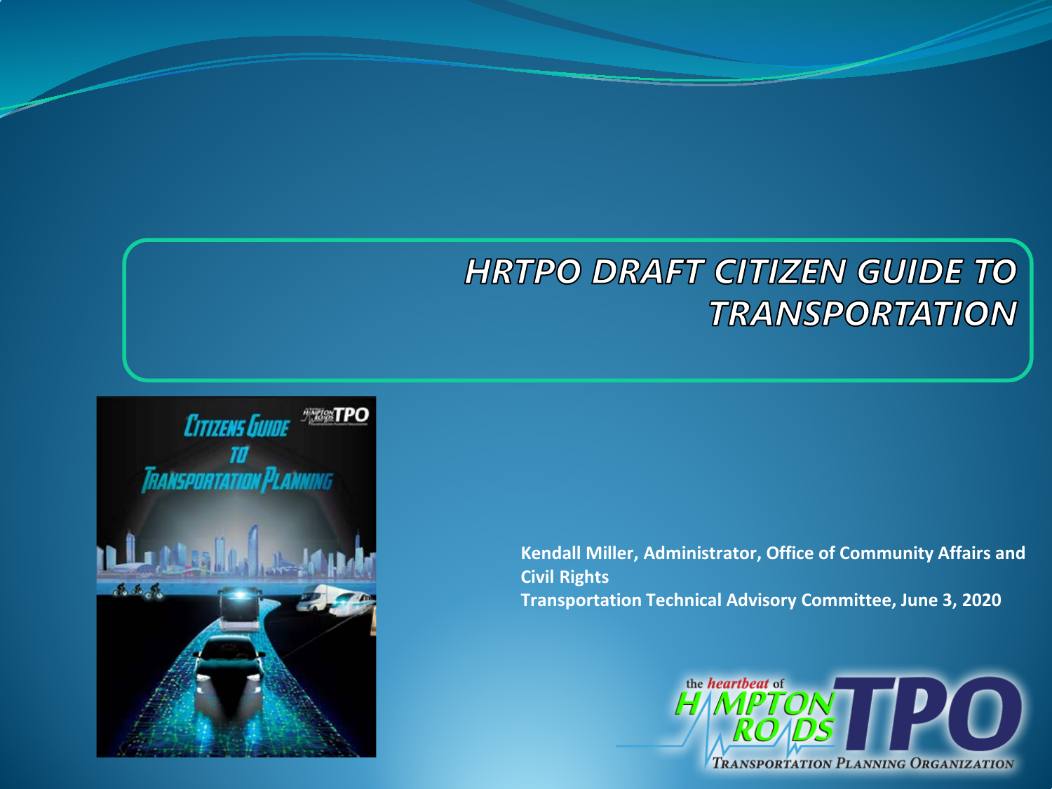# HRTPO DRAFT CITIZEN GUIDE TO TRANSPORTATION

**Kendall Miller, Administrator, Office of Community Affairs and Civil Rights**
**Transportation Technical Advisory Committee, June 3, 2020**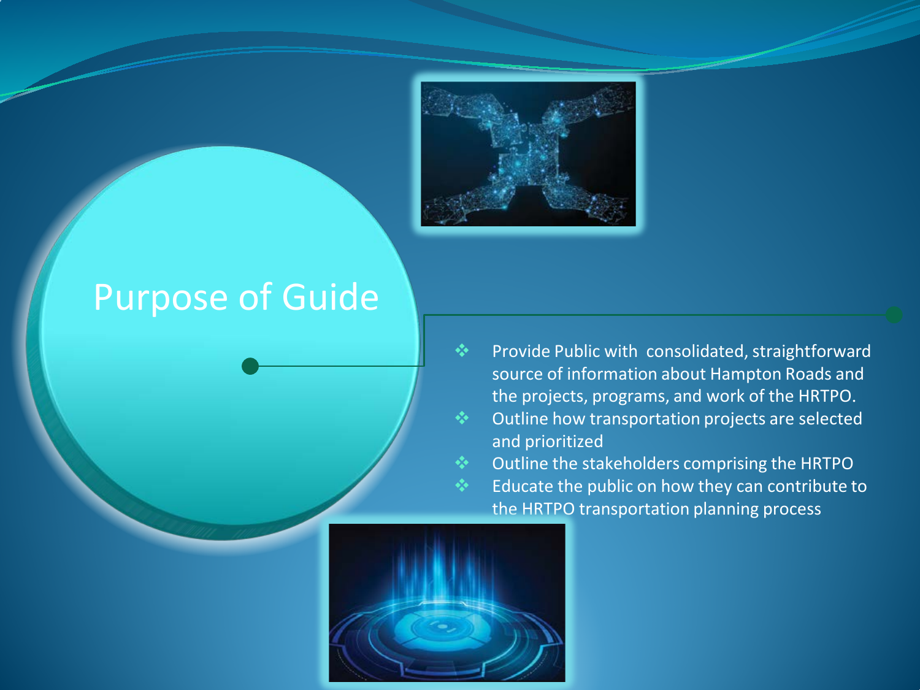# Purpose of Guide

- Provide Public with  consolidated, straightforward source of information about Hampton Roads and the projects, programs, and work of the HRTPO.
- Outline how transportation projects are selected and prioritized
- Outline the stakeholders comprising the HRTPO
- Educate the public on how they can contribute to the HRTPO transportation planning process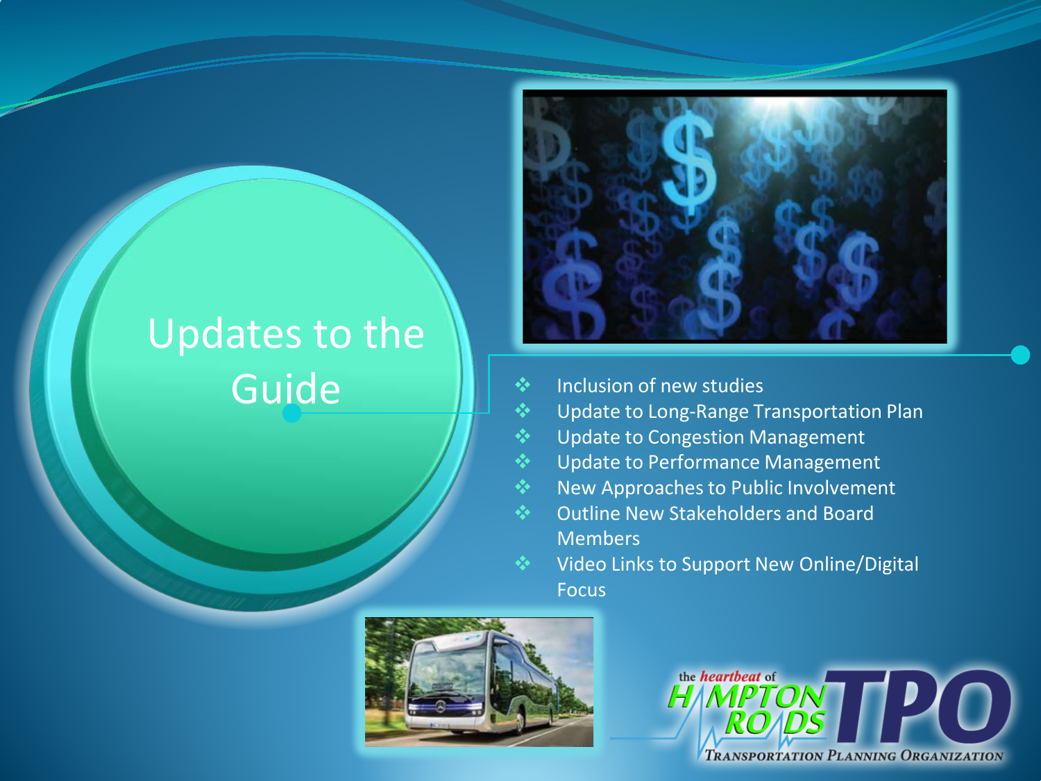# Updates to the Guide

- Inclusion of new studies
- Update to Long-Range Transportation Plan
- Update to Congestion Management
- Update to Performance Management
- New Approaches to Public Involvement
- Outline New Stakeholders and Board Members
- Video Links to Support New Online/Digital Focus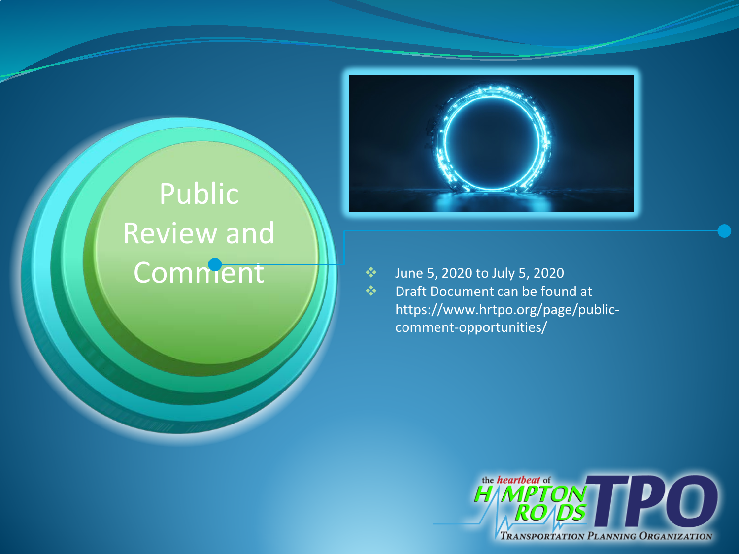# Public Review and Comment

- June 5, 2020 to July 5, 2020
- Draft Document can be found at https://www.hrtpo.org/page/public-comment-opportunities/

the *heartbeat* of HAMPTON ROADS TPO
TRANSPORTATION PLANNING ORGANIZATION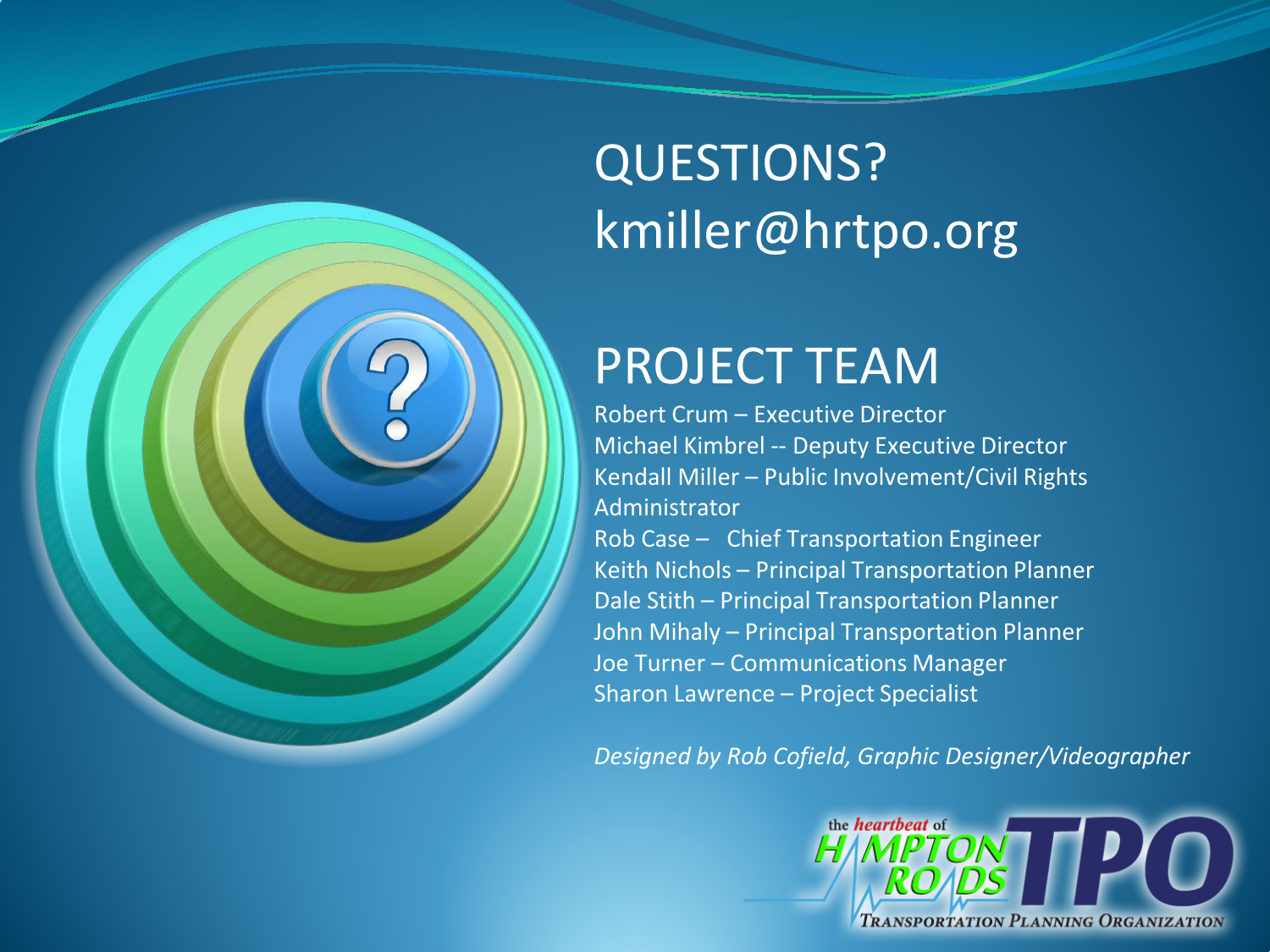# QUESTIONS?

kmiller@hrtpo.org

# PROJECT TEAM

Robert Crum – Executive Director
Michael Kimbrel -- Deputy Executive Director
Kendall Miller – Public Involvement/Civil Rights Administrator
Rob Case – Chief Transportation Engineer
Keith Nichols – Principal Transportation Planner
Dale Stith – Principal Transportation Planner
John Mihaly – Principal Transportation Planner
Joe Turner – Communications Manager
Sharon Lawrence – Project Specialist

*Designed by Rob Cofield, Graphic Designer/Videographer*

the heartbeat of HAMPTON ROADS TPO
TRANSPORTATION PLANNING ORGANIZATION